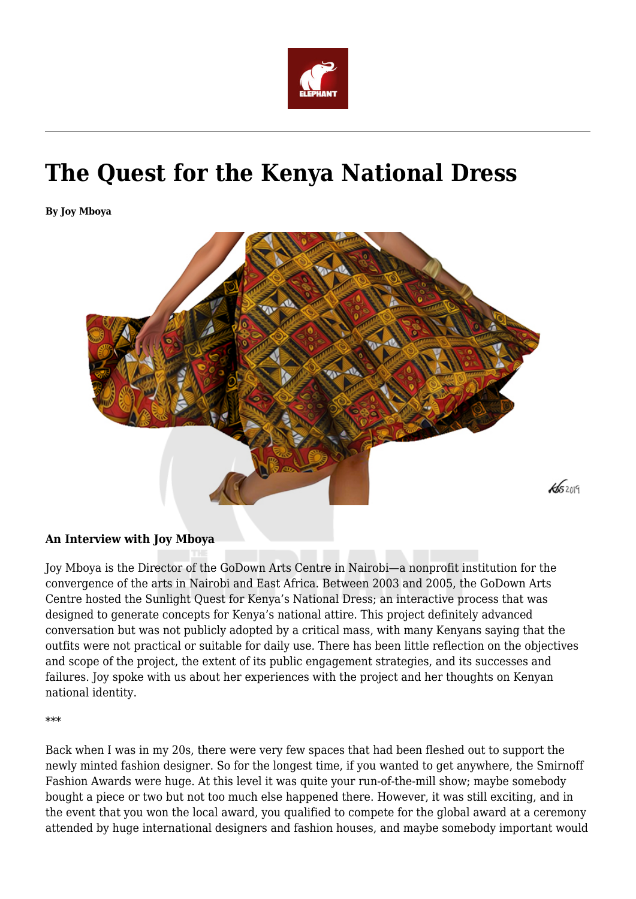# The Quest for the Kenya National Dress

**By Joy Mboya**

**An Interview with Joy Mboya**

Joy Mboya is the Director of the GoDown Arts Centre in Nairobi—a nonprofit institution for the convergence of the arts in Nairobi and East Africa. Between 2003 and 2005, the GoDown Arts Centre hosted the Sunlight Quest for Kenya's National Dress; an interactive process that was designed to generate concepts for Kenya's national attire. This project definitely advanced conversation but was not publicly adopted by a critical mass, with many Kenyans saying that the outfits were not practical or suitable for daily use. There has been little reflection on the objectives and scope of the project, the extent of its public engagement strategies, and its successes and failures. Joy spoke with us about her experiences with the project and her thoughts on Kenyan national identity.

***

Back when I was in my 20s, there were very few spaces that had been fleshed out to support the newly minted fashion designer. So for the longest time, if you wanted to get anywhere, the Smirnoff Fashion Awards were huge. At this level it was quite your run-of-the-mill show; maybe somebody bought a piece or two but not too much else happened there. However, it was still exciting, and in the event that you won the local award, you qualified to compete for the global award at a ceremony attended by huge international designers and fashion houses, and maybe somebody important would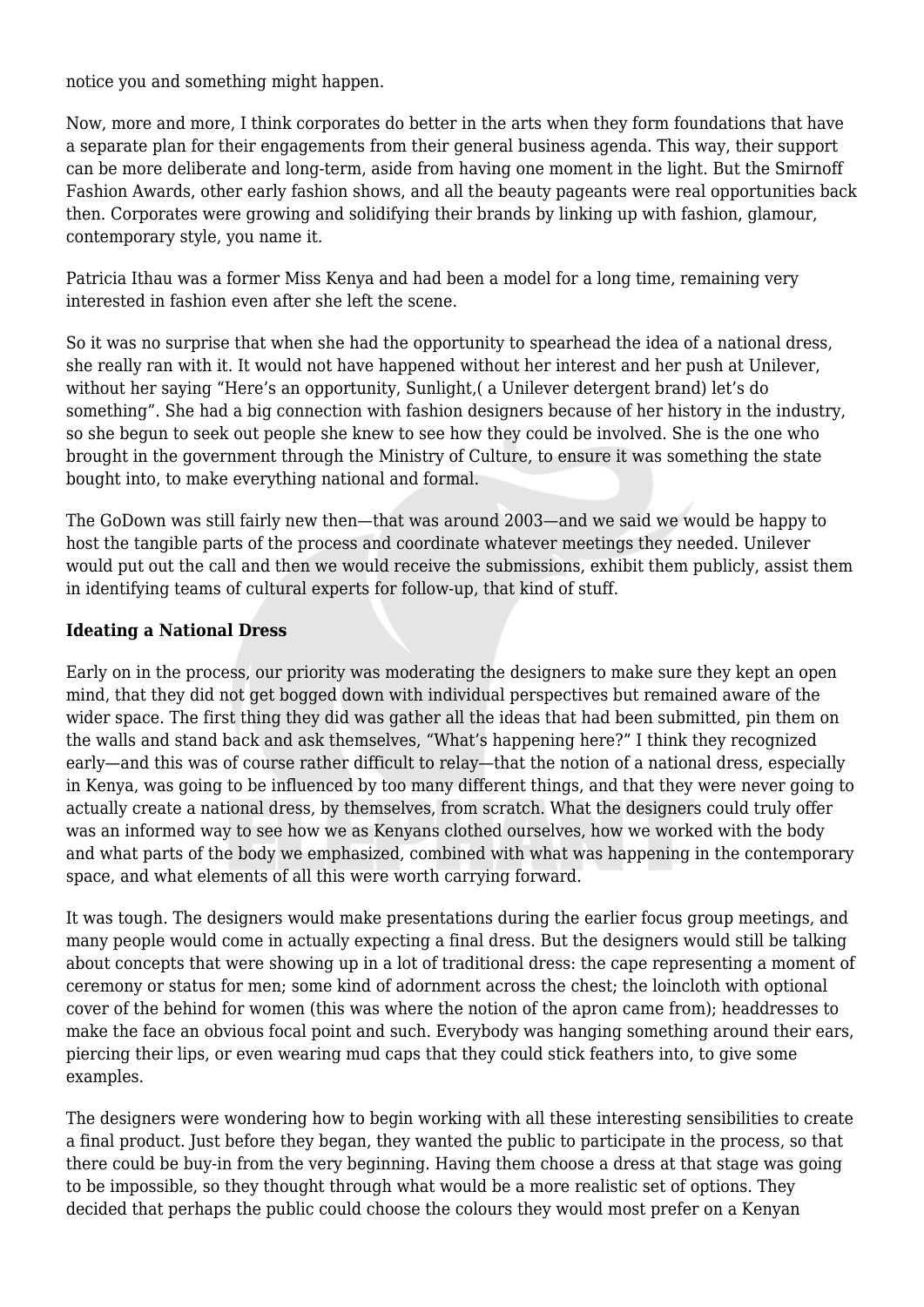notice you and something might happen.

Now, more and more, I think corporates do better in the arts when they form foundations that have a separate plan for their engagements from their general business agenda. This way, their support can be more deliberate and long-term, aside from having one moment in the light. But the Smirnoff Fashion Awards, other early fashion shows, and all the beauty pageants were real opportunities back then. Corporates were growing and solidifying their brands by linking up with fashion, glamour, contemporary style, you name it.

Patricia Ithau was a former Miss Kenya and had been a model for a long time, remaining very interested in fashion even after she left the scene.

So it was no surprise that when she had the opportunity to spearhead the idea of a national dress, she really ran with it. It would not have happened without her interest and her push at Unilever, without her saying "Here's an opportunity, Sunlight,( a Unilever detergent brand) let's do something". She had a big connection with fashion designers because of her history in the industry, so she begun to seek out people she knew to see how they could be involved. She is the one who brought in the government through the Ministry of Culture, to ensure it was something the state bought into, to make everything national and formal.

The GoDown was still fairly new then—that was around 2003—and we said we would be happy to host the tangible parts of the process and coordinate whatever meetings they needed. Unilever would put out the call and then we would receive the submissions, exhibit them publicly, assist them in identifying teams of cultural experts for follow-up, that kind of stuff.

**Ideating a National Dress**

Early on in the process, our priority was moderating the designers to make sure they kept an open mind, that they did not get bogged down with individual perspectives but remained aware of the wider space. The first thing they did was gather all the ideas that had been submitted, pin them on the walls and stand back and ask themselves, "What's happening here?" I think they recognized early—and this was of course rather difficult to relay—that the notion of a national dress, especially in Kenya, was going to be influenced by too many different things, and that they were never going to actually create a national dress, by themselves, from scratch. What the designers could truly offer was an informed way to see how we as Kenyans clothed ourselves, how we worked with the body and what parts of the body we emphasized, combined with what was happening in the contemporary space, and what elements of all this were worth carrying forward.

It was tough. The designers would make presentations during the earlier focus group meetings, and many people would come in actually expecting a final dress. But the designers would still be talking about concepts that were showing up in a lot of traditional dress: the cape representing a moment of ceremony or status for men; some kind of adornment across the chest; the loincloth with optional cover of the behind for women (this was where the notion of the apron came from); headdresses to make the face an obvious focal point and such. Everybody was hanging something around their ears, piercing their lips, or even wearing mud caps that they could stick feathers into, to give some examples.

The designers were wondering how to begin working with all these interesting sensibilities to create a final product. Just before they began, they wanted the public to participate in the process, so that there could be buy-in from the very beginning. Having them choose a dress at that stage was going to be impossible, so they thought through what would be a more realistic set of options. They decided that perhaps the public could choose the colours they would most prefer on a Kenyan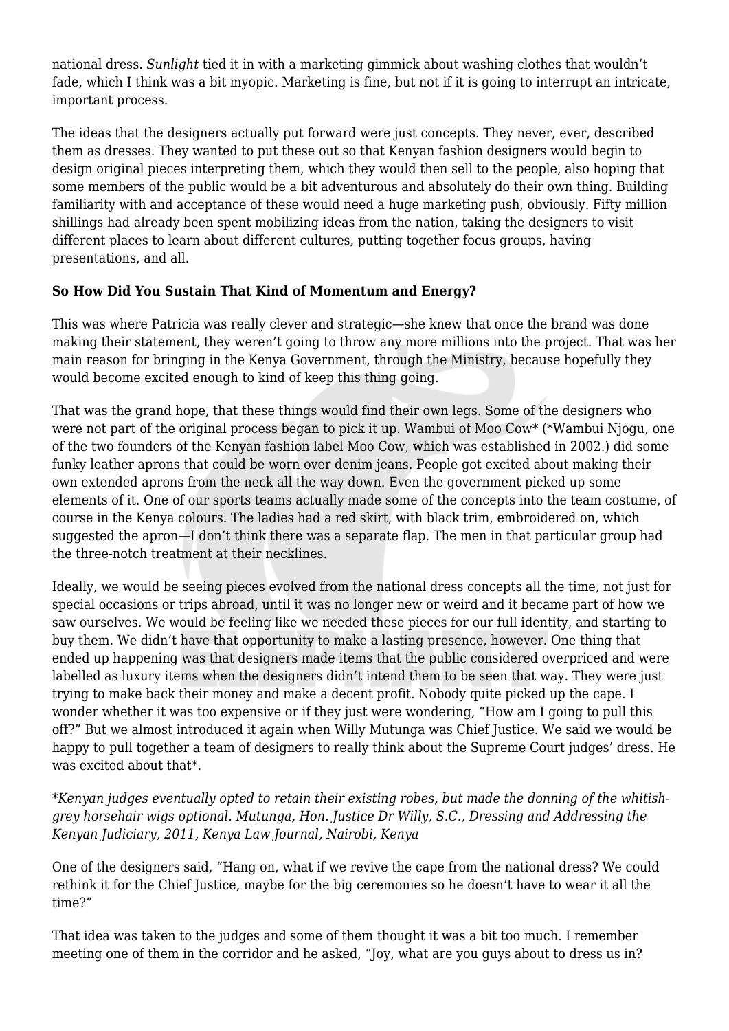national dress. *Sunlight* tied it in with a marketing gimmick about washing clothes that wouldn't fade, which I think was a bit myopic. Marketing is fine, but not if it is going to interrupt an intricate, important process.

The ideas that the designers actually put forward were just concepts. They never, ever, described them as dresses. They wanted to put these out so that Kenyan fashion designers would begin to design original pieces interpreting them, which they would then sell to the people, also hoping that some members of the public would be a bit adventurous and absolutely do their own thing. Building familiarity with and acceptance of these would need a huge marketing push, obviously. Fifty million shillings had already been spent mobilizing ideas from the nation, taking the designers to visit different places to learn about different cultures, putting together focus groups, having presentations, and all.

**So How Did You Sustain That Kind of Momentum and Energy?**

This was where Patricia was really clever and strategic—she knew that once the brand was done making their statement, they weren't going to throw any more millions into the project. That was her main reason for bringing in the Kenya Government, through the Ministry, because hopefully they would become excited enough to kind of keep this thing going.

That was the grand hope, that these things would find their own legs. Some of the designers who were not part of the original process began to pick it up. Wambui of Moo Cow* (*Wambui Njogu, one of the two founders of the Kenyan fashion label Moo Cow, which was established in 2002.) did some funky leather aprons that could be worn over denim jeans. People got excited about making their own extended aprons from the neck all the way down. Even the government picked up some elements of it. One of our sports teams actually made some of the concepts into the team costume, of course in the Kenya colours. The ladies had a red skirt, with black trim, embroidered on, which suggested the apron—I don't think there was a separate flap. The men in that particular group had the three-notch treatment at their necklines.

Ideally, we would be seeing pieces evolved from the national dress concepts all the time, not just for special occasions or trips abroad, until it was no longer new or weird and it became part of how we saw ourselves. We would be feeling like we needed these pieces for our full identity, and starting to buy them. We didn't have that opportunity to make a lasting presence, however. One thing that ended up happening was that designers made items that the public considered overpriced and were labelled as luxury items when the designers didn't intend them to be seen that way. They were just trying to make back their money and make a decent profit. Nobody quite picked up the cape. I wonder whether it was too expensive or if they just were wondering, "How am I going to pull this off?" But we almost introduced it again when Willy Mutunga was Chief Justice. We said we would be happy to pull together a team of designers to really think about the Supreme Court judges' dress. He was excited about that*.

**Kenyan judges eventually opted to retain their existing robes, but made the donning of the whitish-grey horsehair wigs optional. Mutunga, Hon. Justice Dr Willy, S.C., Dressing and Addressing the Kenyan Judiciary, 2011, Kenya Law Journal, Nairobi, Kenya*

One of the designers said, "Hang on, what if we revive the cape from the national dress? We could rethink it for the Chief Justice, maybe for the big ceremonies so he doesn't have to wear it all the time?"

That idea was taken to the judges and some of them thought it was a bit too much. I remember meeting one of them in the corridor and he asked, "Joy, what are you guys about to dress us in?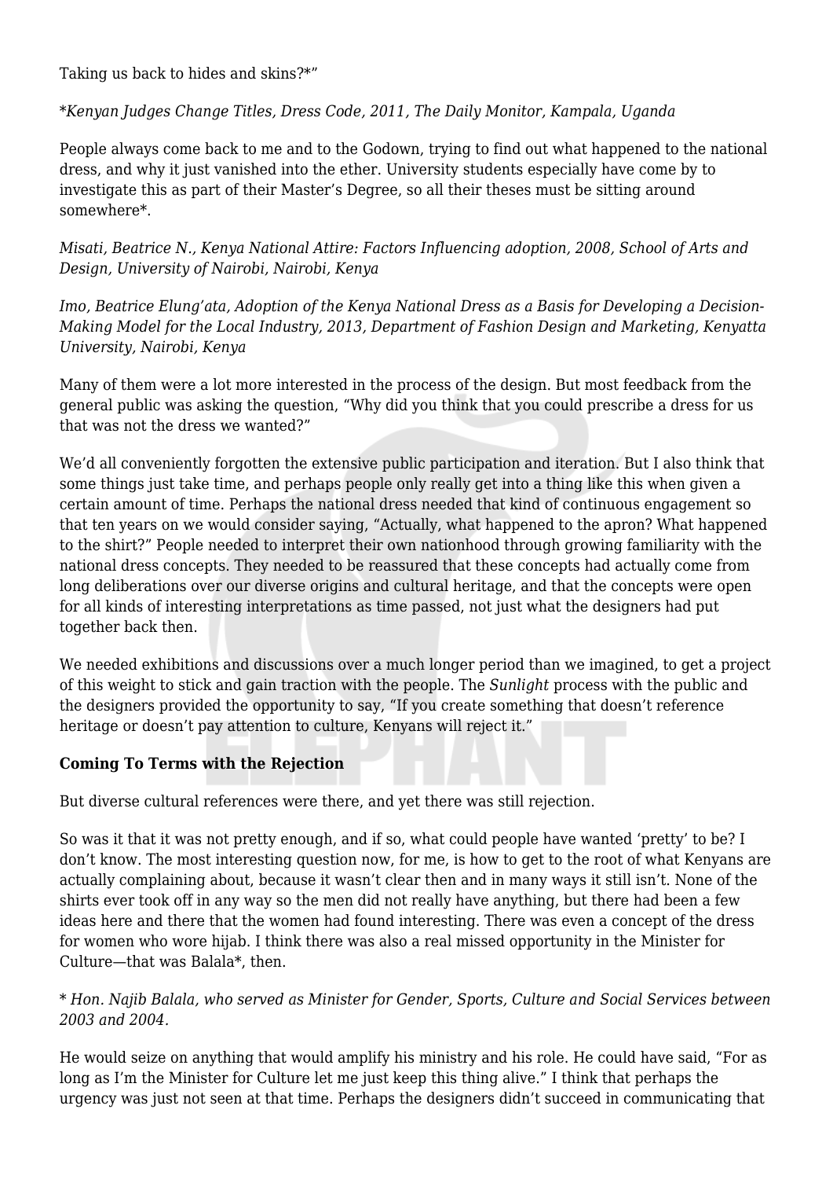Taking us back to hides and skins?*"

**Kenyan Judges Change Titles, Dress Code, 2011, The Daily Monitor, Kampala, Uganda*

People always come back to me and to the Godown, trying to find out what happened to the national dress, and why it just vanished into the ether. University students especially have come by to investigate this as part of their Master's Degree, so all their theses must be sitting around somewhere*.

*Misati, Beatrice N., Kenya National Attire: Factors Influencing adoption, 2008, School of Arts and Design, University of Nairobi, Nairobi, Kenya*

*Imo, Beatrice Elung'ata, Adoption of the Kenya National Dress as a Basis for Developing a Decision-Making Model for the Local Industry, 2013, Department of Fashion Design and Marketing, Kenyatta University, Nairobi, Kenya*

Many of them were a lot more interested in the process of the design. But most feedback from the general public was asking the question, "Why did you think that you could prescribe a dress for us that was not the dress we wanted?"

We'd all conveniently forgotten the extensive public participation and iteration. But I also think that some things just take time, and perhaps people only really get into a thing like this when given a certain amount of time. Perhaps the national dress needed that kind of continuous engagement so that ten years on we would consider saying, "Actually, what happened to the apron? What happened to the shirt?" People needed to interpret their own nationhood through growing familiarity with the national dress concepts. They needed to be reassured that these concepts had actually come from long deliberations over our diverse origins and cultural heritage, and that the concepts were open for all kinds of interesting interpretations as time passed, not just what the designers had put together back then.

We needed exhibitions and discussions over a much longer period than we imagined, to get a project of this weight to stick and gain traction with the people. The *Sunlight* process with the public and the designers provided the opportunity to say, "If you create something that doesn't reference heritage or doesn't pay attention to culture, Kenyans will reject it."

**Coming To Terms with the Rejection**

But diverse cultural references were there, and yet there was still rejection.

So was it that it was not pretty enough, and if so, what could people have wanted 'pretty' to be? I don't know. The most interesting question now, for me, is how to get to the root of what Kenyans are actually complaining about, because it wasn't clear then and in many ways it still isn't. None of the shirts ever took off in any way so the men did not really have anything, but there had been a few ideas here and there that the women had found interesting. There was even a concept of the dress for women who wore hijab. I think there was also a real missed opportunity in the Minister for Culture—that was Balala*, then.

* *Hon. Najib Balala, who served as Minister for Gender, Sports, Culture and Social Services between 2003 and 2004.*

He would seize on anything that would amplify his ministry and his role. He could have said, "For as long as I'm the Minister for Culture let me just keep this thing alive." I think that perhaps the urgency was just not seen at that time. Perhaps the designers didn't succeed in communicating that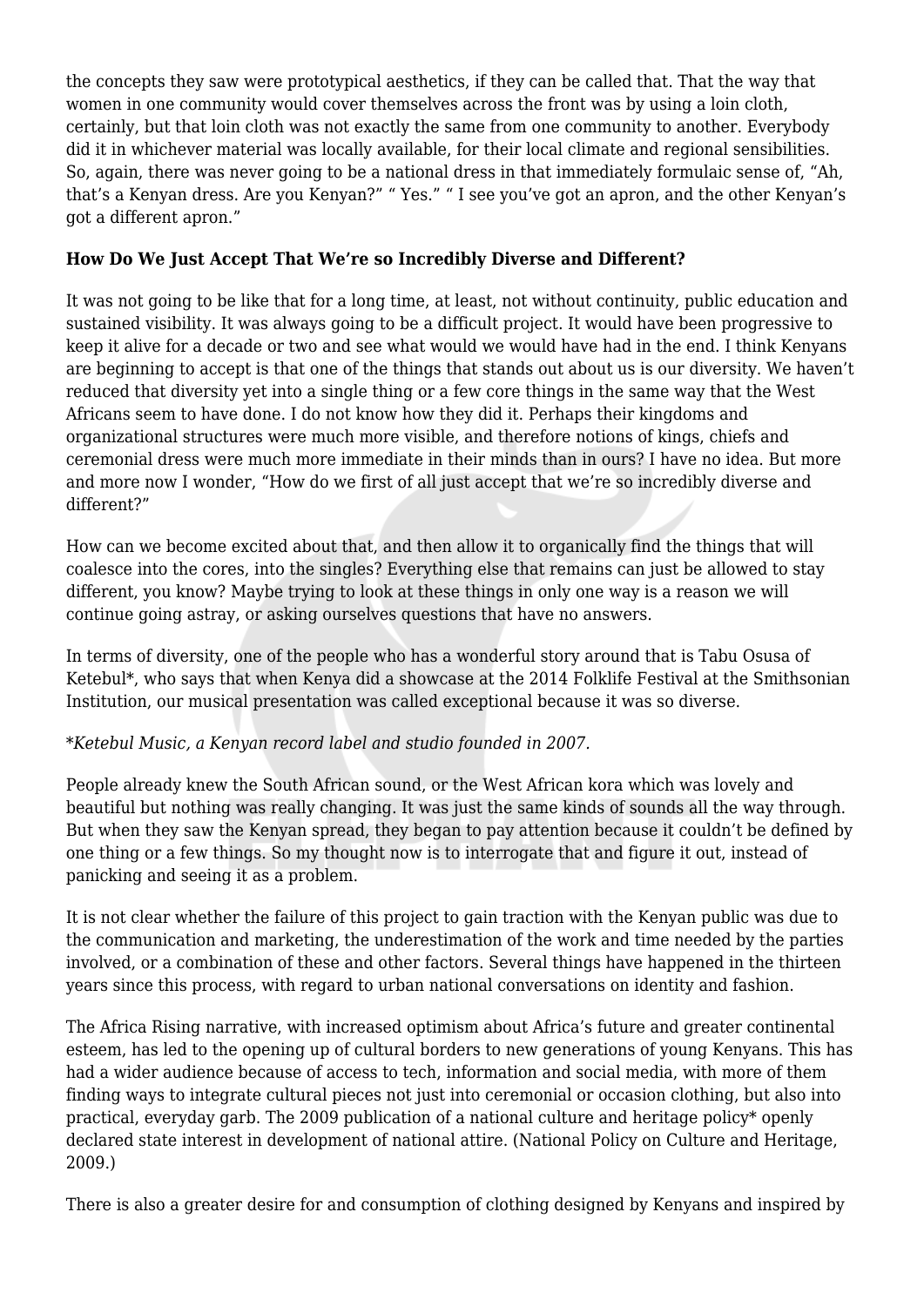the concepts they saw were prototypical aesthetics, if they can be called that. That the way that women in one community would cover themselves across the front was by using a loin cloth, certainly, but that loin cloth was not exactly the same from one community to another. Everybody did it in whichever material was locally available, for their local climate and regional sensibilities. So, again, there was never going to be a national dress in that immediately formulaic sense of, "Ah, that's a Kenyan dress. Are you Kenyan?" " Yes." " I see you've got an apron, and the other Kenyan's got a different apron."

**How Do We Just Accept That We're so Incredibly Diverse and Different?**

It was not going to be like that for a long time, at least, not without continuity, public education and sustained visibility. It was always going to be a difficult project. It would have been progressive to keep it alive for a decade or two and see what would we would have had in the end. I think Kenyans are beginning to accept is that one of the things that stands out about us is our diversity. We haven't reduced that diversity yet into a single thing or a few core things in the same way that the West Africans seem to have done. I do not know how they did it. Perhaps their kingdoms and organizational structures were much more visible, and therefore notions of kings, chiefs and ceremonial dress were much more immediate in their minds than in ours? I have no idea. But more and more now I wonder, "How do we first of all just accept that we're so incredibly diverse and different?"

How can we become excited about that, and then allow it to organically find the things that will coalesce into the cores, into the singles? Everything else that remains can just be allowed to stay different, you know? Maybe trying to look at these things in only one way is a reason we will continue going astray, or asking ourselves questions that have no answers.

In terms of diversity, one of the people who has a wonderful story around that is Tabu Osusa of Ketebul*, who says that when Kenya did a showcase at the 2014 Folklife Festival at the Smithsonian Institution, our musical presentation was called exceptional because it was so diverse.

*\*Ketebul Music, a Kenyan record label and studio founded in 2007.*

People already knew the South African sound, or the West African kora which was lovely and beautiful but nothing was really changing. It was just the same kinds of sounds all the way through. But when they saw the Kenyan spread, they began to pay attention because it couldn't be defined by one thing or a few things. So my thought now is to interrogate that and figure it out, instead of panicking and seeing it as a problem.

It is not clear whether the failure of this project to gain traction with the Kenyan public was due to the communication and marketing, the underestimation of the work and time needed by the parties involved, or a combination of these and other factors. Several things have happened in the thirteen years since this process, with regard to urban national conversations on identity and fashion.

The Africa Rising narrative, with increased optimism about Africa's future and greater continental esteem, has led to the opening up of cultural borders to new generations of young Kenyans. This has had a wider audience because of access to tech, information and social media, with more of them finding ways to integrate cultural pieces not just into ceremonial or occasion clothing, but also into practical, everyday garb. The 2009 publication of a national culture and heritage policy* openly declared state interest in development of national attire. (National Policy on Culture and Heritage, 2009.)

There is also a greater desire for and consumption of clothing designed by Kenyans and inspired by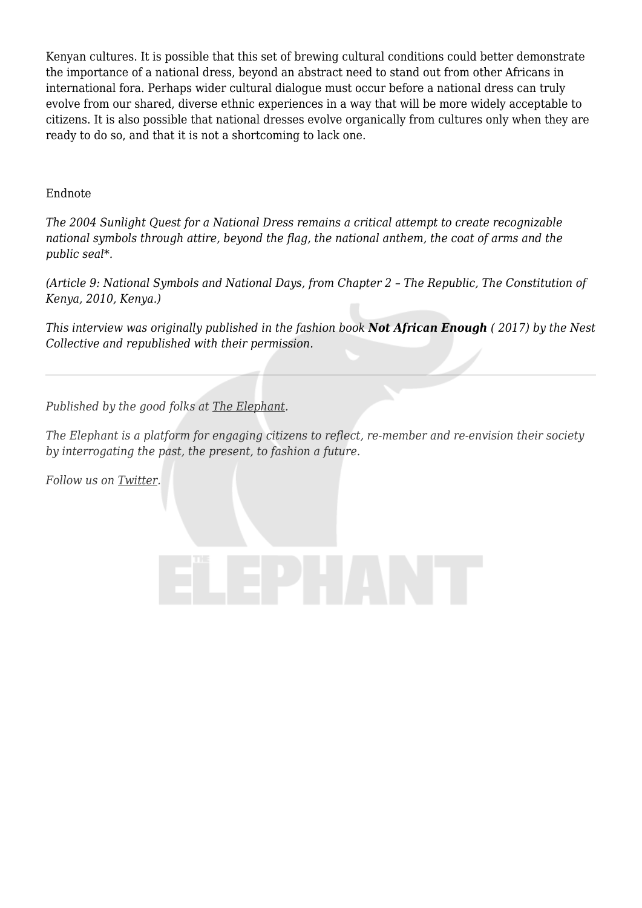Kenyan cultures. It is possible that this set of brewing cultural conditions could better demonstrate the importance of a national dress, beyond an abstract need to stand out from other Africans in international fora. Perhaps wider cultural dialogue must occur before a national dress can truly evolve from our shared, diverse ethnic experiences in a way that will be more widely acceptable to citizens. It is also possible that national dresses evolve organically from cultures only when they are ready to do so, and that it is not a shortcoming to lack one.

Endnote

*The 2004 Sunlight Quest for a National Dress remains a critical attempt to create recognizable national symbols through attire, beyond the flag, the national anthem, the coat of arms and the public seal*.*

*(Article 9: National Symbols and National Days, from Chapter 2 – The Republic, The Constitution of Kenya, 2010, Kenya.)*

*This interview was originally published in the fashion book **Not African Enough** ( 2017) by the Nest Collective and republished with their permission.*

---

*Published by the good folks at The Elephant.*

*The Elephant is a platform for engaging citizens to reflect, re-member and re-envision their society by interrogating the past, the present, to fashion a future.*

*Follow us on Twitter.*